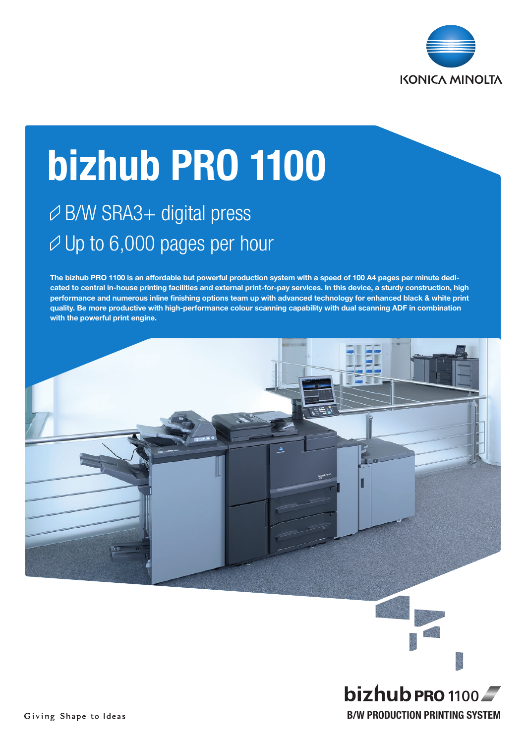# bizhub PRO 1100

- B/W SRA3+ digital press
- Up to 6,000 pages per hour

**The bizhub PRO 1100 is an affordable but powerful production system with a speed of 100 A4 pages per minute dedicated to central in-house printing facilities and external print-for-pay services. In this device, a sturdy construction, high performance and numerous inline finishing options team up with advanced technology for enhanced black & white print quality. Be more productive with high-performance colour scanning capability with dual scanning ADF in combination with the powerful print engine.**

Giving Shape to Ideas

bizhub PRO 1100

**B/W PRODUCTION PRINTING SYSTEM**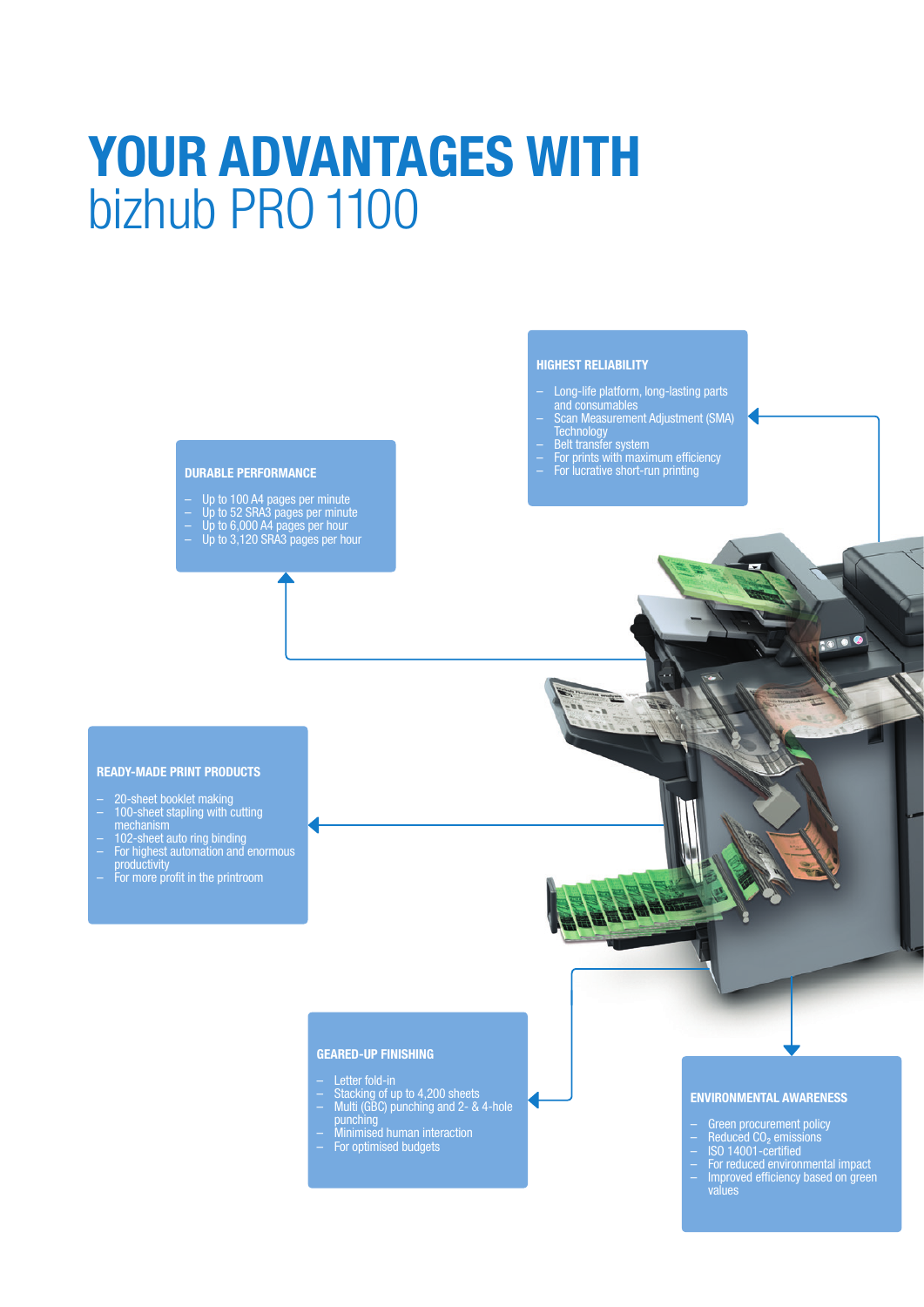# YOUR ADVANTAGES WITH bizhub PRO 1100

### HIGHEST RELIABILITY

- Long-life platform, long-lasting parts and consumables
- Scan Measurement Adjustment (SMA) Technology
- Belt transfer system
- For prints with maximum efficiency
- For lucrative short-run printing

### DURABLE PERFORMANCE

- Up to 100 A4 pages per minute
- Up to 52 SRA3 pages per minute
- Up to 6,000 A4 pages per hour
- Up to 3,120 SRA3 pages per hour

### READY-MADE PRINT PRODUCTS

- 20-sheet booklet making
- 100-sheet stapling with cutting mechanism
- 102-sheet auto ring binding
- For highest automation and enormous productivity
- For more profit in the printroom

### GEARED-UP FINISHING

- Letter fold-in
- Stacking of up to 4,200 sheets
- Multi (GBC) punching and 2- & 4-hole punching
- Minimised human interaction
- For optimised budgets

### ENVIRONMENTAL AWARENESS

- Green procurement policy
- Reduced $CO_2$ emissions
- ISO 14001-certified
- For reduced environmental impact
- Improved efficiency based on green values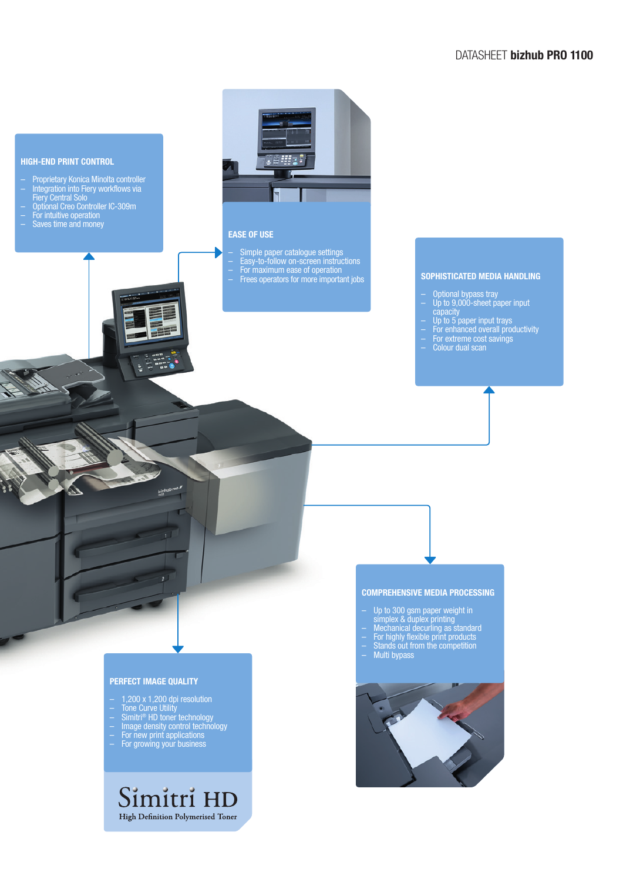## HIGH-END PRINT CONTROL

- Proprietary Konica Minolta controller
- Integration into Fiery workflows via Fiery Central Solo
- Optional Creo Controller IC-309m
- For intuitive operation
- Saves time and money

## EASE OF USE

- Simple paper catalogue settings
- Easy-to-follow on-screen instructions
- For maximum ease of operation
- Frees operators for more important jobs

## SOPHISTICATED MEDIA HANDLING

- Optional bypass tray
- Up to 9,000-sheet paper input capacity
- Up to 5 paper input trays
- For enhanced overall productivity
- For extreme cost savings
- Colour dual scan

## COMPREHENSIVE MEDIA PROCESSING

- Up to 300 gsm paper weight in simplex & duplex printing
- Mechanical decurling as standard
- For highly flexible print products
- Stands out from the competition
- Multi bypass

## PERFECT IMAGE QUALITY

- 1,200 x 1,200 dpi resolution
- Tone Curve Utility
- Simitri® HD toner technology
- Image density control technology
- For new print applications
- For growing your business

Simitri HD
High Definition Polymerised Toner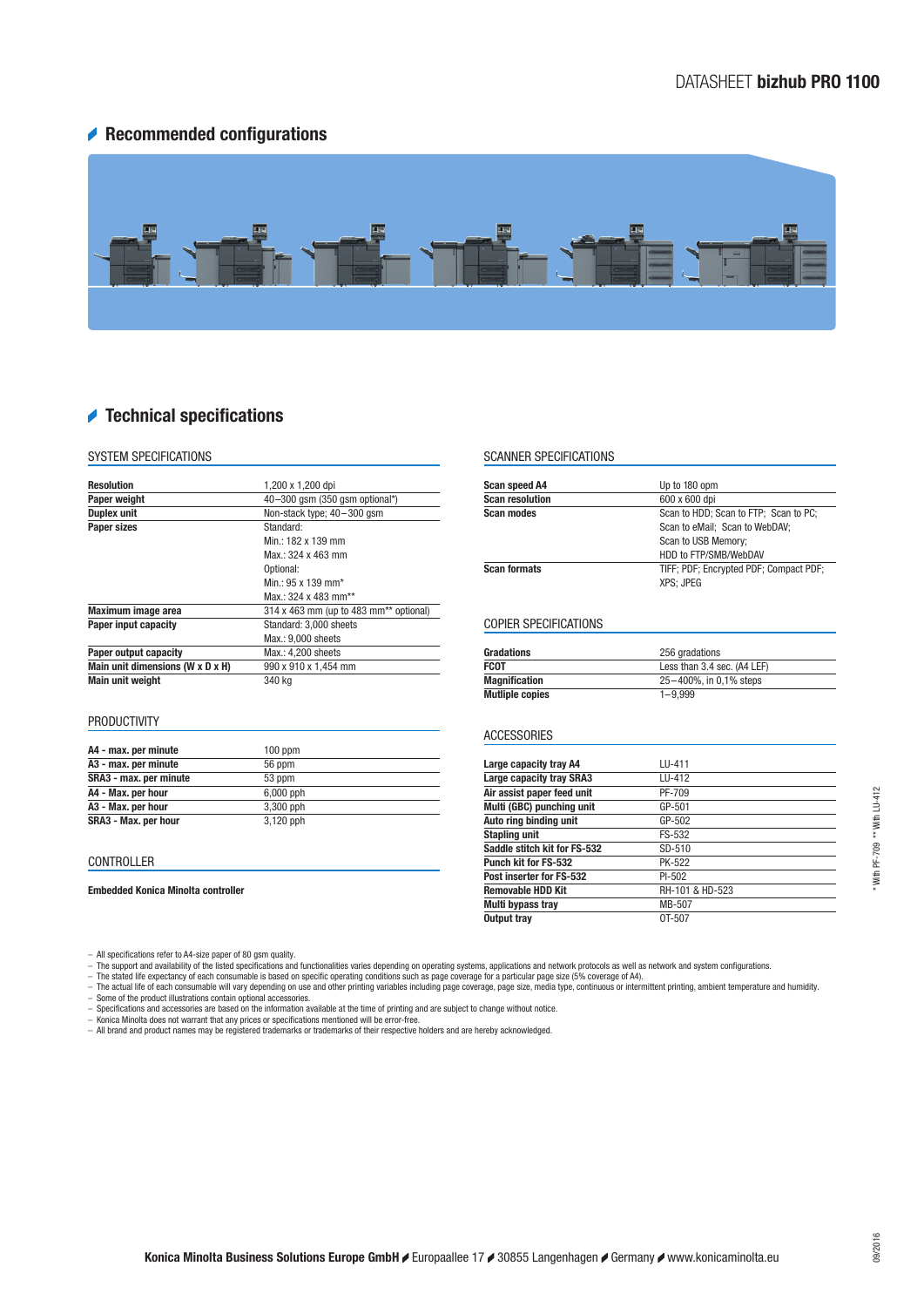## Recommended configurations

## Technical specifications

### SYSTEM SPECIFICATIONS

| | |
|---|---|
| **Resolution** | 1,200 x 1,200 dpi |
| **Paper weight** | 40–300 gsm (350 gsm optional*) |
| **Duplex unit** | Non-stack type; 40–300 gsm |
| **Paper sizes** | Standard:<br>Min.: 182 x 139 mm<br>Max.: 324 x 463 mm<br>Optional:<br>Min.: 95 x 139 mm*<br>Max.: 324 x 483 mm** |
| **Maximum image area** | 314 x 463 mm (up to 483 mm** optional) |
| **Paper input capacity** | Standard: 3,000 sheets<br>Max.: 9,000 sheets |
| **Paper output capacity** | Max.: 4,200 sheets |
| **Main unit dimensions (W x D x H)** | 990 x 910 x 1,454 mm |
| **Main unit weight** | 340 kg |

### PRODUCTIVITY

| | |
|---|---|
| **A4 - max. per minute** | 100 ppm |
| **A3 - max. per minute** | 56 ppm |
| **SRA3 - max. per minute** | 53 ppm |
| **A4 - Max. per hour** | 6,000 pph |
| **A3 - Max. per hour** | 3,300 pph |
| **SRA3 - Max. per hour** | 3,120 pph |

### CONTROLLER

**Embedded Konica Minolta controller**

### SCANNER SPECIFICATIONS

| | |
|---|---|
| **Scan speed A4** | Up to 180 opm |
| **Scan resolution** | 600 x 600 dpi |
| **Scan modes** | Scan to HDD; Scan to FTP; Scan to PC; Scan to eMail; Scan to WebDAV; Scan to USB Memory; HDD to FTP/SMB/WebDAV |
| **Scan formats** | TIFF; PDF; Encrypted PDF; Compact PDF; XPS; JPEG |

### COPIER SPECIFICATIONS

| | |
|---|---|
| **Gradations** | 256 gradations |
| **FCOT** | Less than 3.4 sec. (A4 LEF) |
| **Magnification** | 25–400%, in 0,1% steps |
| **Mutliple copies** | 1–9,999 |

### ACCESSORIES

| | |
|---|---|
| **Large capacity tray A4** | LU-411 |
| **Large capacity tray SRA3** | LU-412 |
| **Air assist paper feed unit** | PF-709 |
| **Multi (GBC) punching unit** | GP-501 |
| **Auto ring binding unit** | GP-502 |
| **Stapling unit** | FS-532 |
| **Saddle stitch kit for FS-532** | SD-510 |
| **Punch kit for FS-532** | PK-522 |
| **Post inserter for FS-532** | PI-502 |
| **Removable HDD Kit** | RH-101 & HD-523 |
| **Multi bypass tray** | MB-507 |
| **Output tray** | OT-507 |

\* With PF-709 ** With LU-412

- All specifications refer to A4-size paper of 80 gsm quality.
- The support and availability of the listed specifications and functionalities varies depending on operating systems, applications and network protocols as well as network and system configurations.
- The stated life expectancy of each consumable is based on specific operating conditions such as page coverage for a particular page size (5% coverage of A4).
- The actual life of each consumable will vary depending on use and other printing variables including page coverage, page size, media type, continuous or intermittent printing, ambient temperature and humidity.
- Some of the product illustrations contain optional accessories.
- Specifications and accessories are based on the information available at the time of printing and are subject to change without notice.
- Konica Minolta does not warrant that any prices or specifications mentioned will be error-free.
- All brand and product names may be registered trademarks or trademarks of their respective holders and are hereby acknowledged.

09/2016

**Konica Minolta Business Solutions Europe GmbH** Europaallee 17 30855 Langenhagen Germany www.konicaminolta.eu